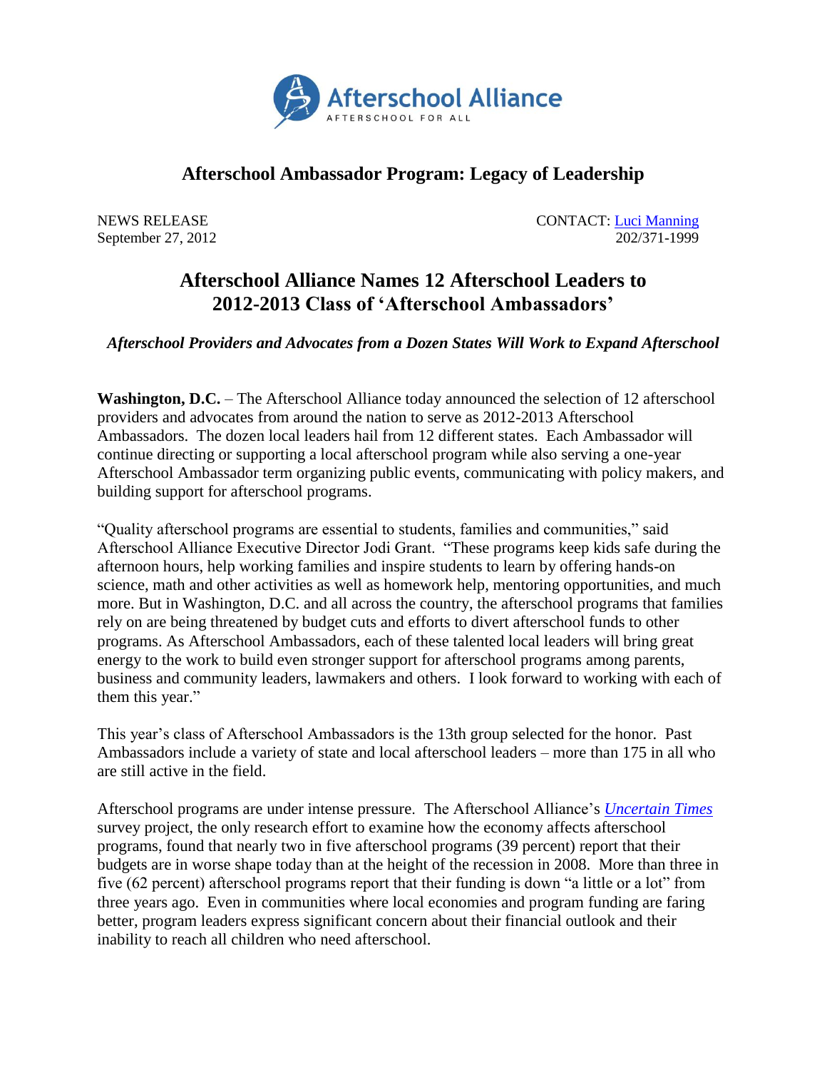Afterschool Alliance

AFTERSCHOOL FOR ALL

## Afterschool Ambassador Program: Legacy of Leadership

NEWS RELEASE
September 27, 2012

CONTACT: Luci Manning
202/371-1999

# Afterschool Alliance Names 12 Afterschool Leaders to 2012-2013 Class of 'Afterschool Ambassadors'

***Afterschool Providers and Advocates from a Dozen States Will Work to Expand Afterschool***

**Washington, D.C.** – The Afterschool Alliance today announced the selection of 12 afterschool providers and advocates from around the nation to serve as 2012-2013 Afterschool Ambassadors. The dozen local leaders hail from 12 different states. Each Ambassador will continue directing or supporting a local afterschool program while also serving a one-year Afterschool Ambassador term organizing public events, communicating with policy makers, and building support for afterschool programs.

"Quality afterschool programs are essential to students, families and communities," said Afterschool Alliance Executive Director Jodi Grant. "These programs keep kids safe during the afternoon hours, help working families and inspire students to learn by offering hands-on science, math and other activities as well as homework help, mentoring opportunities, and much more. But in Washington, D.C. and all across the country, the afterschool programs that families rely on are being threatened by budget cuts and efforts to divert afterschool funds to other programs. As Afterschool Ambassadors, each of these talented local leaders will bring great energy to the work to build even stronger support for afterschool programs among parents, business and community leaders, lawmakers and others. I look forward to working with each of them this year."

This year's class of Afterschool Ambassadors is the 13th group selected for the honor. Past Ambassadors include a variety of state and local afterschool leaders – more than 175 in all who are still active in the field.

Afterschool programs are under intense pressure. The Afterschool Alliance's *Uncertain Times* survey project, the only research effort to examine how the economy affects afterschool programs, found that nearly two in five afterschool programs (39 percent) report that their budgets are in worse shape today than at the height of the recession in 2008. More than three in five (62 percent) afterschool programs report that their funding is down "a little or a lot" from three years ago. Even in communities where local economies and program funding are faring better, program leaders express significant concern about their financial outlook and their inability to reach all children who need afterschool.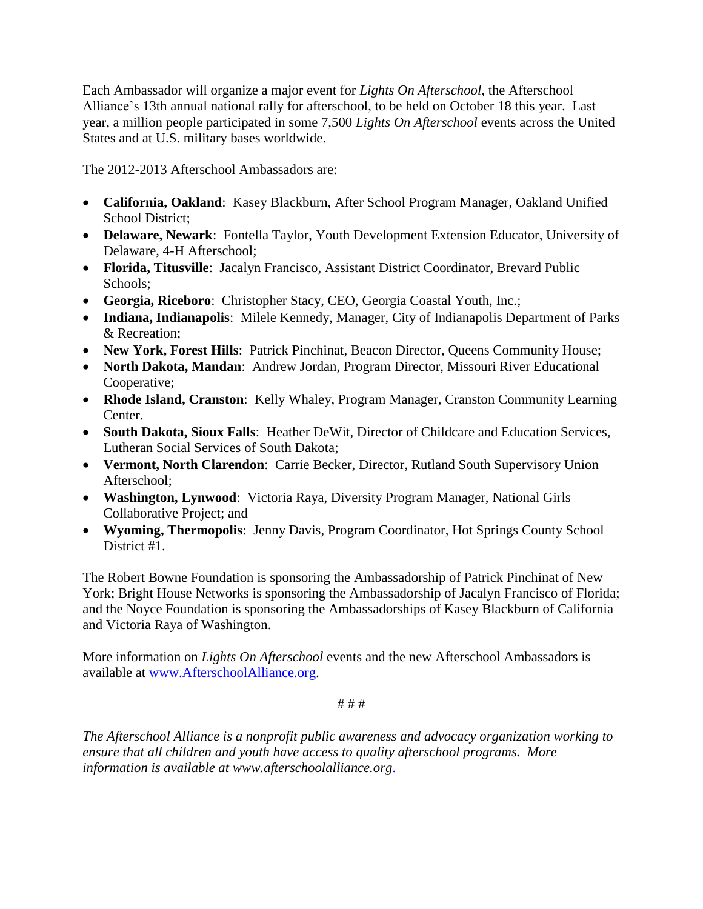Each Ambassador will organize a major event for *Lights On Afterschool*, the Afterschool Alliance's 13th annual national rally for afterschool, to be held on October 18 this year. Last year, a million people participated in some 7,500 *Lights On Afterschool* events across the United States and at U.S. military bases worldwide.

The 2012-2013 Afterschool Ambassadors are:

- **California, Oakland**: Kasey Blackburn, After School Program Manager, Oakland Unified School District;
- **Delaware, Newark**: Fontella Taylor, Youth Development Extension Educator, University of Delaware, 4-H Afterschool;
- **Florida, Titusville**: Jacalyn Francisco, Assistant District Coordinator, Brevard Public Schools;
- **Georgia, Riceboro**: Christopher Stacy, CEO, Georgia Coastal Youth, Inc.;
- **Indiana, Indianapolis**: Milele Kennedy, Manager, City of Indianapolis Department of Parks & Recreation;
- **New York, Forest Hills**: Patrick Pinchinat, Beacon Director, Queens Community House;
- **North Dakota, Mandan**: Andrew Jordan, Program Director, Missouri River Educational Cooperative;
- **Rhode Island, Cranston**: Kelly Whaley, Program Manager, Cranston Community Learning Center.
- **South Dakota, Sioux Falls**: Heather DeWit, Director of Childcare and Education Services, Lutheran Social Services of South Dakota;
- **Vermont, North Clarendon**: Carrie Becker, Director, Rutland South Supervisory Union Afterschool;
- **Washington, Lynwood**: Victoria Raya, Diversity Program Manager, National Girls Collaborative Project; and
- **Wyoming, Thermopolis**: Jenny Davis, Program Coordinator, Hot Springs County School District #1.

The Robert Bowne Foundation is sponsoring the Ambassadorship of Patrick Pinchinat of New York; Bright House Networks is sponsoring the Ambassadorship of Jacalyn Francisco of Florida; and the Noyce Foundation is sponsoring the Ambassadorships of Kasey Blackburn of California and Victoria Raya of Washington.

More information on *Lights On Afterschool* events and the new Afterschool Ambassadors is available at [www.AfterschoolAlliance.org](http://www.AfterschoolAlliance.org).

# # #

*The Afterschool Alliance is a nonprofit public awareness and advocacy organization working to ensure that all children and youth have access to quality afterschool programs. More information is available at www.afterschoolalliance.org.*